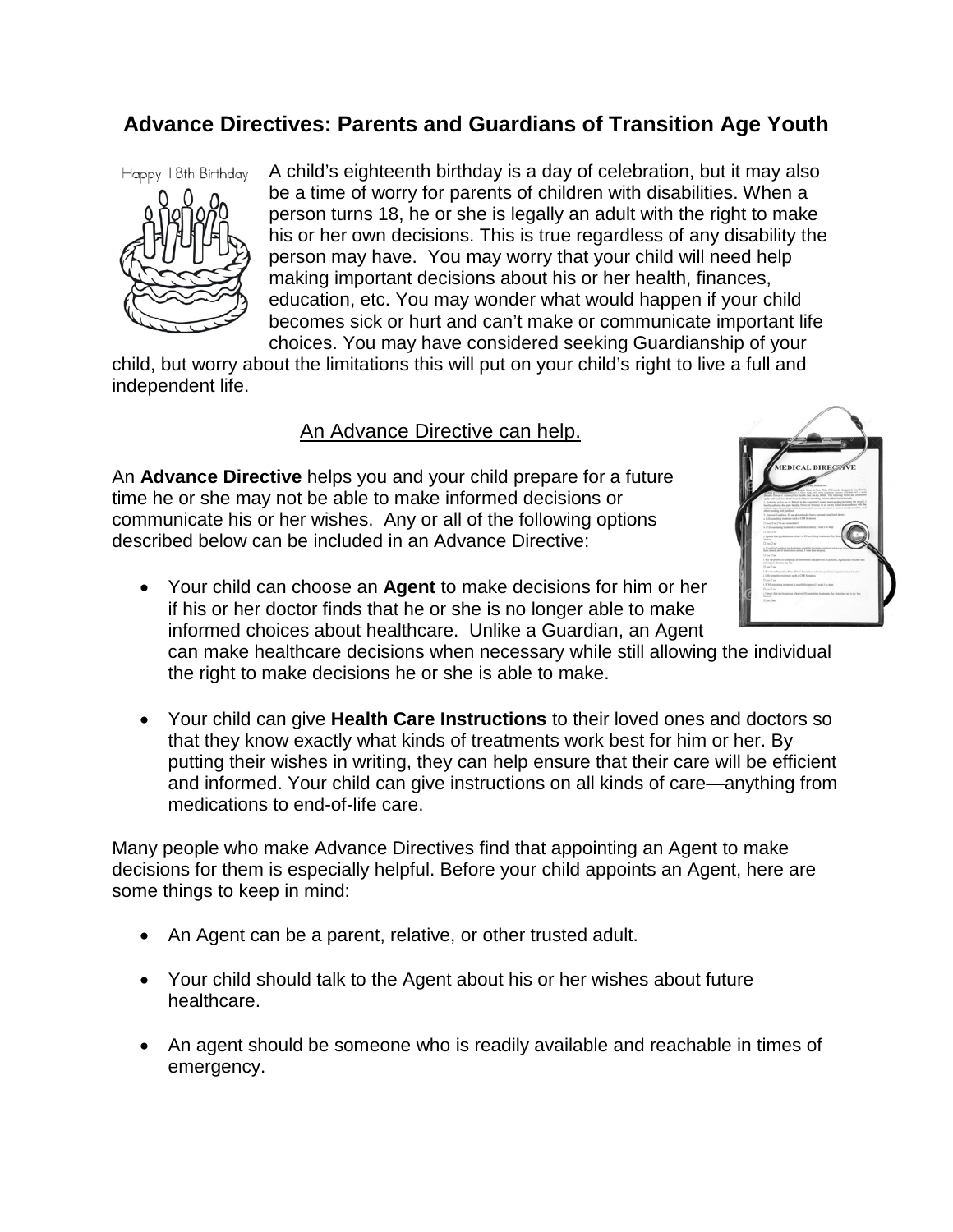# Advance Directives: Parents and Guardians of Transition Age Youth

A child's eighteenth birthday is a day of celebration, but it may also be a time of worry for parents of children with disabilities. When a person turns 18, he or she is legally an adult with the right to make his or her own decisions. This is true regardless of any disability the person may have. You may worry that your child will need help making important decisions about his or her health, finances, education, etc. You may wonder what would happen if your child becomes sick or hurt and can't make or communicate important life choices. You may have considered seeking Guardianship of your child, but worry about the limitations this will put on your child's right to live a full and independent life.

## An Advance Directive can help.

An **Advance Directive** helps you and your child prepare for a future time he or she may not be able to make informed decisions or communicate his or her wishes. Any or all of the following options described below can be included in an Advance Directive:

- Your child can choose an **Agent** to make decisions for him or her if his or her doctor finds that he or she is no longer able to make informed choices about healthcare. Unlike a Guardian, an Agent can make healthcare decisions when necessary while still allowing the individual the right to make decisions he or she is able to make.

- Your child can give **Health Care Instructions** to their loved ones and doctors so that they know exactly what kinds of treatments work best for him or her. By putting their wishes in writing, they can help ensure that their care will be efficient and informed. Your child can give instructions on all kinds of care—anything from medications to end-of-life care.

Many people who make Advance Directives find that appointing an Agent to make decisions for them is especially helpful. Before your child appoints an Agent, here are some things to keep in mind:

- An Agent can be a parent, relative, or other trusted adult.

- Your child should talk to the Agent about his or her wishes about future healthcare.

- An agent should be someone who is readily available and reachable in times of emergency.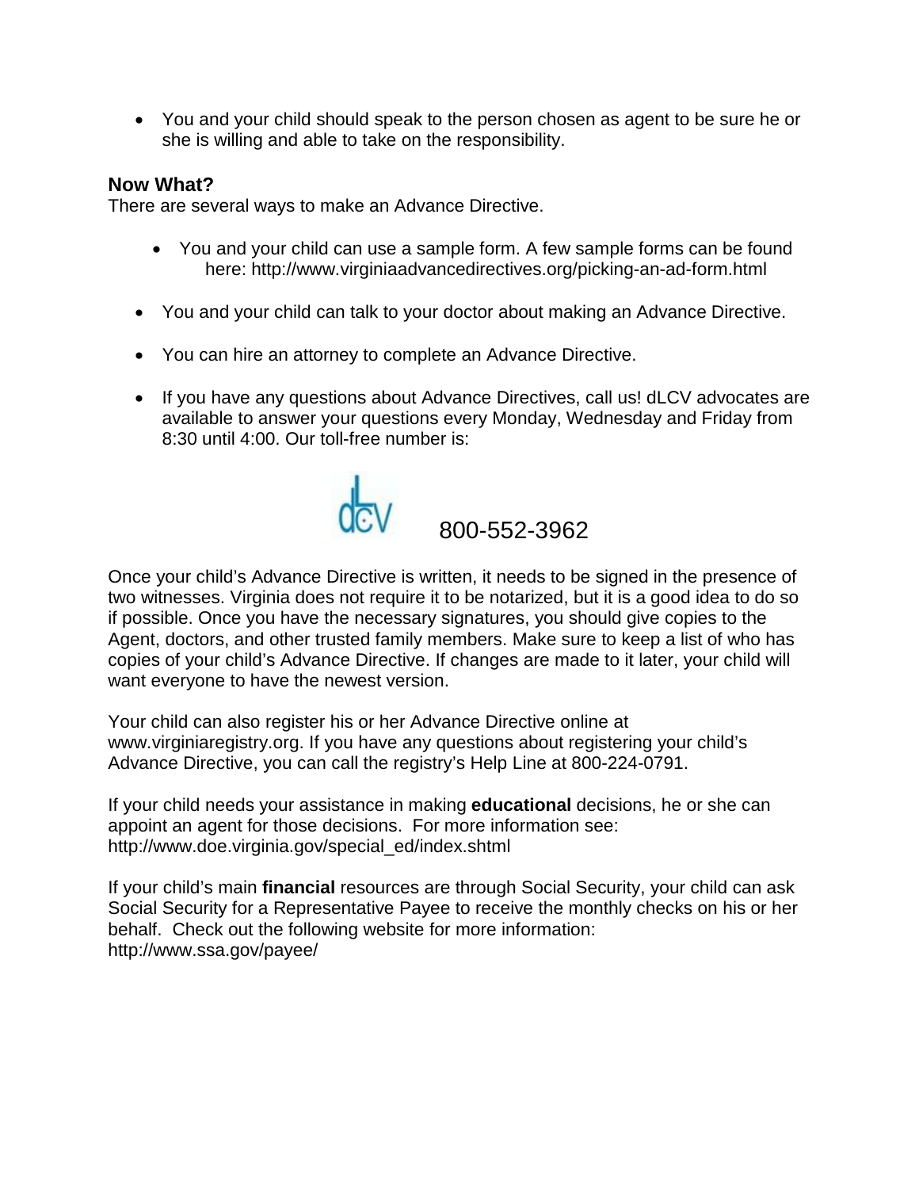- You and your child should speak to the person chosen as agent to be sure he or she is willing and able to take on the responsibility.

**Now What?**

There are several ways to make an Advance Directive.

- You and your child can use a sample form. A few sample forms can be found here: http://www.virginiaadvancedirectives.org/picking-an-ad-form.html
- You and your child can talk to your doctor about making an Advance Directive.
- You can hire an attorney to complete an Advance Directive.
- If you have any questions about Advance Directives, call us! dLCV advocates are available to answer your questions every Monday, Wednesday and Friday from 8:30 until 4:00. Our toll-free number is:

dLCV 800-552-3962

Once your child's Advance Directive is written, it needs to be signed in the presence of two witnesses. Virginia does not require it to be notarized, but it is a good idea to do so if possible. Once you have the necessary signatures, you should give copies to the Agent, doctors, and other trusted family members. Make sure to keep a list of who has copies of your child's Advance Directive. If changes are made to it later, your child will want everyone to have the newest version.

Your child can also register his or her Advance Directive online at www.virginiaregistry.org. If you have any questions about registering your child's Advance Directive, you can call the registry's Help Line at 800-224-0791.

If your child needs your assistance in making **educational** decisions, he or she can appoint an agent for those decisions. For more information see: http://www.doe.virginia.gov/special_ed/index.shtml

If your child's main **financial** resources are through Social Security, your child can ask Social Security for a Representative Payee to receive the monthly checks on his or her behalf. Check out the following website for more information: http://www.ssa.gov/payee/